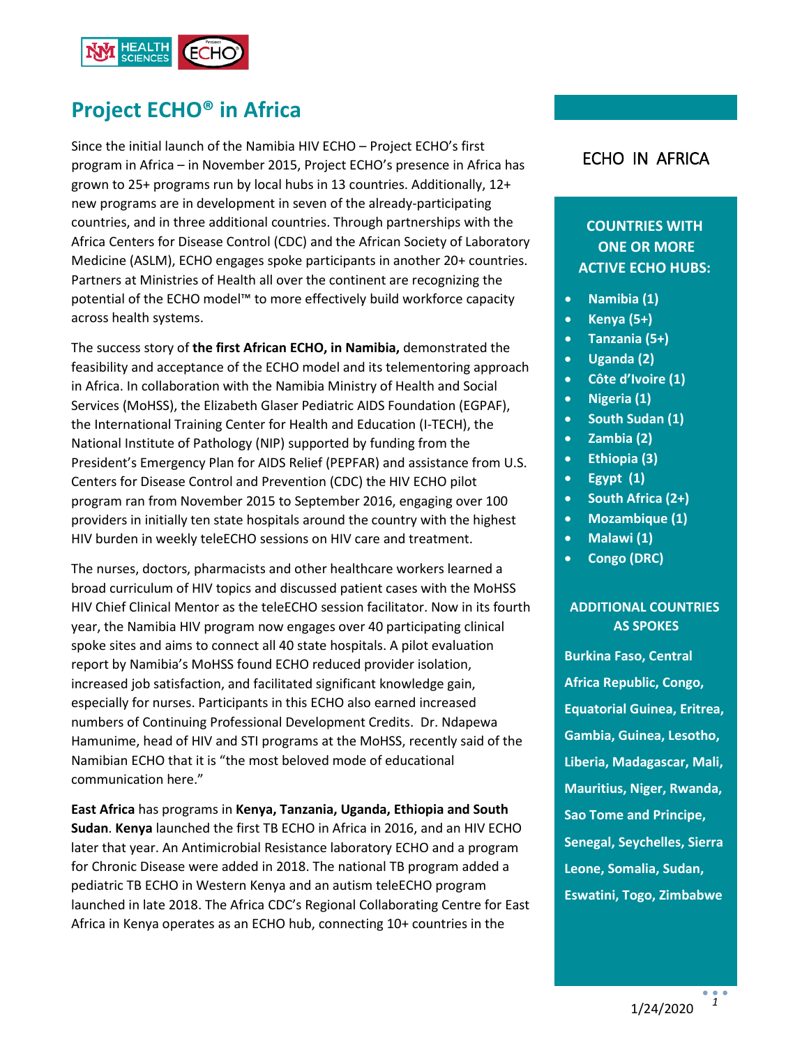# Project ECHO® in Africa

Since the initial launch of the Namibia HIV ECHO – Project ECHO's first program in Africa – in November 2015, Project ECHO's presence in Africa has grown to 25+ programs run by local hubs in 13 countries. Additionally, 12+ new programs are in development in seven of the already-participating countries, and in three additional countries. Through partnerships with the Africa Centers for Disease Control (CDC) and the African Society of Laboratory Medicine (ASLM), ECHO engages spoke participants in another 20+ countries. Partners at Ministries of Health all over the continent are recognizing the potential of the ECHO model™ to more effectively build workforce capacity across health systems.

The success story of **the first African ECHO, in Namibia,** demonstrated the feasibility and acceptance of the ECHO model and its telementoring approach in Africa. In collaboration with the Namibia Ministry of Health and Social Services (MoHSS), the Elizabeth Glaser Pediatric AIDS Foundation (EGPAF), the International Training Center for Health and Education (I-TECH), the National Institute of Pathology (NIP) supported by funding from the President's Emergency Plan for AIDS Relief (PEPFAR) and assistance from U.S. Centers for Disease Control and Prevention (CDC) the HIV ECHO pilot program ran from November 2015 to September 2016, engaging over 100 providers in initially ten state hospitals around the country with the highest HIV burden in weekly teleECHO sessions on HIV care and treatment.

The nurses, doctors, pharmacists and other healthcare workers learned a broad curriculum of HIV topics and discussed patient cases with the MoHSS HIV Chief Clinical Mentor as the teleECHO session facilitator. Now in its fourth year, the Namibia HIV program now engages over 40 participating clinical spoke sites and aims to connect all 40 state hospitals. A pilot evaluation report by Namibia's MoHSS found ECHO reduced provider isolation, increased job satisfaction, and facilitated significant knowledge gain, especially for nurses. Participants in this ECHO also earned increased numbers of Continuing Professional Development Credits. Dr. Ndapewa Hamunime, head of HIV and STI programs at the MoHSS, recently said of the Namibian ECHO that it is "the most beloved mode of educational communication here."

**East Africa** has programs in **Kenya, Tanzania, Uganda, Ethiopia and South Sudan**. **Kenya** launched the first TB ECHO in Africa in 2016, and an HIV ECHO later that year. An Antimicrobial Resistance laboratory ECHO and a program for Chronic Disease were added in 2018. The national TB program added a pediatric TB ECHO in Western Kenya and an autism teleECHO program launched in late 2018. The Africa CDC's Regional Collaborating Centre for East Africa in Kenya operates as an ECHO hub, connecting 10+ countries in the

## ECHO IN AFRICA

### COUNTRIES WITH ONE OR MORE ACTIVE ECHO HUBS:

- **Namibia (1)**
- **Kenya (5+)**
- **Tanzania (5+)**
- **Uganda (2)**
- **Côte d'Ivoire (1)**
- **Nigeria (1)**
- **South Sudan (1)**
- **Zambia (2)**
- **Ethiopia (3)**
- **Egypt (1)**
- **South Africa (2+)**
- **Mozambique (1)**
- **Malawi (1)**
- **Congo (DRC)**

### ADDITIONAL COUNTRIES AS SPOKES

**Burkina Faso, Central Africa Republic, Congo, Equatorial Guinea, Eritrea, Gambia, Guinea, Lesotho, Liberia, Madagascar, Mali, Mauritius, Niger, Rwanda, Sao Tome and Principe, Senegal, Seychelles, Sierra Leone, Somalia, Sudan, Eswatini, Togo, Zimbabwe**

1/24/2020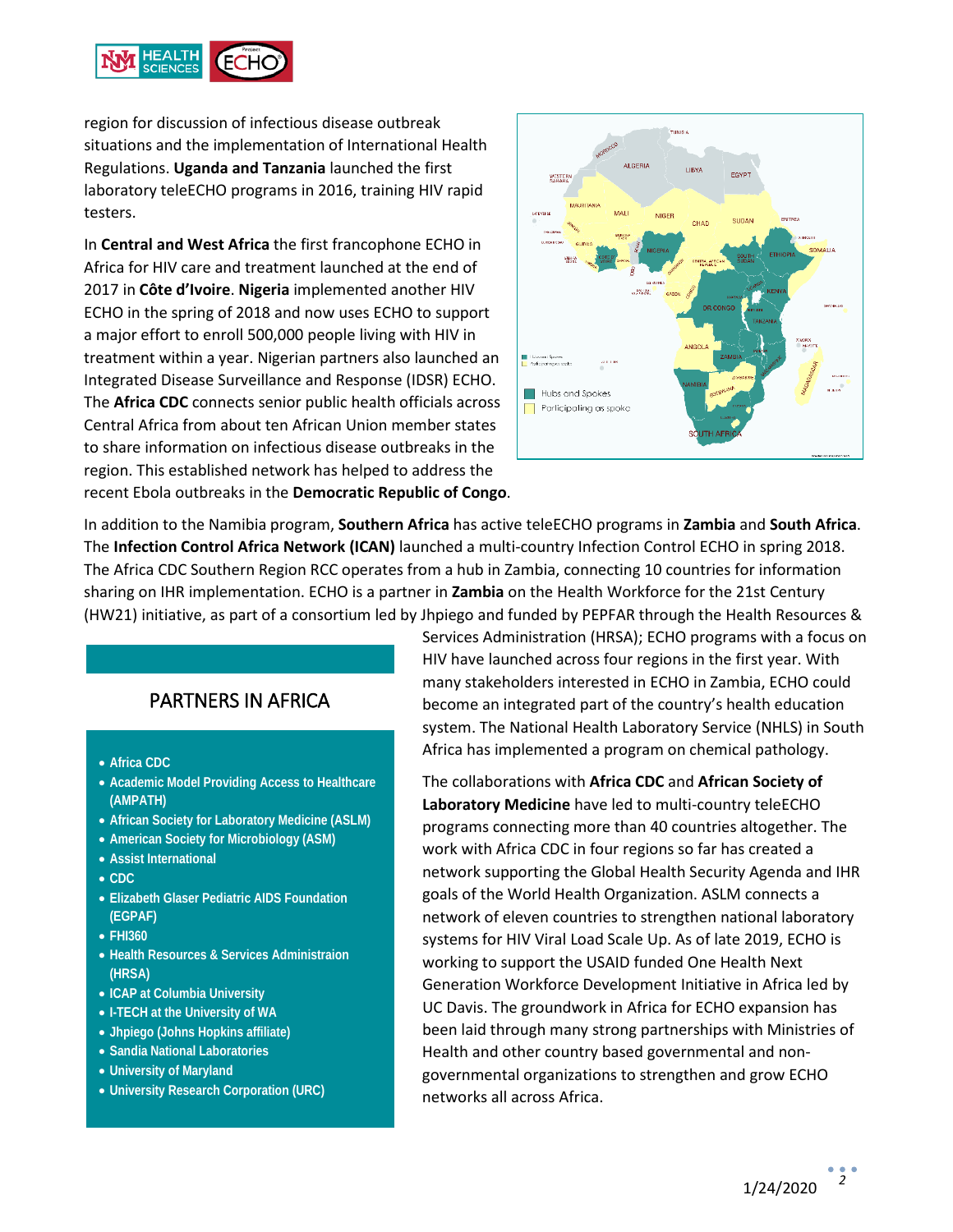region for discussion of infectious disease outbreak situations and the implementation of International Health Regulations. **Uganda and Tanzania** launched the first laboratory teleECHO programs in 2016, training HIV rapid testers.

In **Central and West Africa** the first francophone ECHO in Africa for HIV care and treatment launched at the end of 2017 in **Côte d'Ivoire**. **Nigeria** implemented another HIV ECHO in the spring of 2018 and now uses ECHO to support a major effort to enroll 500,000 people living with HIV in treatment within a year. Nigerian partners also launched an Integrated Disease Surveillance and Response (IDSR) ECHO. The **Africa CDC** connects senior public health officials across Central Africa from about ten African Union member states to share information on infectious disease outbreaks in the region. This established network has helped to address the recent Ebola outbreaks in the **Democratic Republic of Congo**.

In addition to the Namibia program, **Southern Africa** has active teleECHO programs in **Zambia** and **South Africa**. The **Infection Control Africa Network (ICAN)** launched a multi-country Infection Control ECHO in spring 2018. The Africa CDC Southern Region RCC operates from a hub in Zambia, connecting 10 countries for information sharing on IHR implementation. ECHO is a partner in **Zambia** on the Health Workforce for the 21st Century (HW21) initiative, as part of a consortium led by Jhpiego and funded by PEPFAR through the Health Resources & Services Administration (HRSA); ECHO programs with a focus on HIV have launched across four regions in the first year. With many stakeholders interested in ECHO in Zambia, ECHO could become an integrated part of the country's health education system. The National Health Laboratory Service (NHLS) in South Africa has implemented a program on chemical pathology.

The collaborations with **Africa CDC** and **African Society of Laboratory Medicine** have led to multi-country teleECHO programs connecting more than 40 countries altogether. The work with Africa CDC in four regions so far has created a network supporting the Global Health Security Agenda and IHR goals of the World Health Organization. ASLM connects a network of eleven countries to strengthen national laboratory systems for HIV Viral Load Scale Up. As of late 2019, ECHO is working to support the USAID funded One Health Next Generation Workforce Development Initiative in Africa led by UC Davis. The groundwork in Africa for ECHO expansion has been laid through many strong partnerships with Ministries of Health and other country based governmental and non-governmental organizations to strengthen and grow ECHO networks all across Africa.

Hubs and Spokes
Participating as spoke

## PARTNERS IN AFRICA

- **Africa CDC**
- **Academic Model Providing Access to Healthcare (AMPATH)**
- **African Society for Laboratory Medicine (ASLM)**
- **American Society for Microbiology (ASM)**
- **Assist International**
- **CDC**
- **Elizabeth Glaser Pediatric AIDS Foundation (EGPAF)**
- **FHI360**
- **Health Resources & Services Administraion (HRSA)**
- **ICAP at Columbia University**
- **I-TECH at the University of WA**
- **Jhpiego (Johns Hopkins affiliate)**
- **Sandia National Laboratories**
- **University of Maryland**
- **University Research Corporation (URC)**

1/24/2020